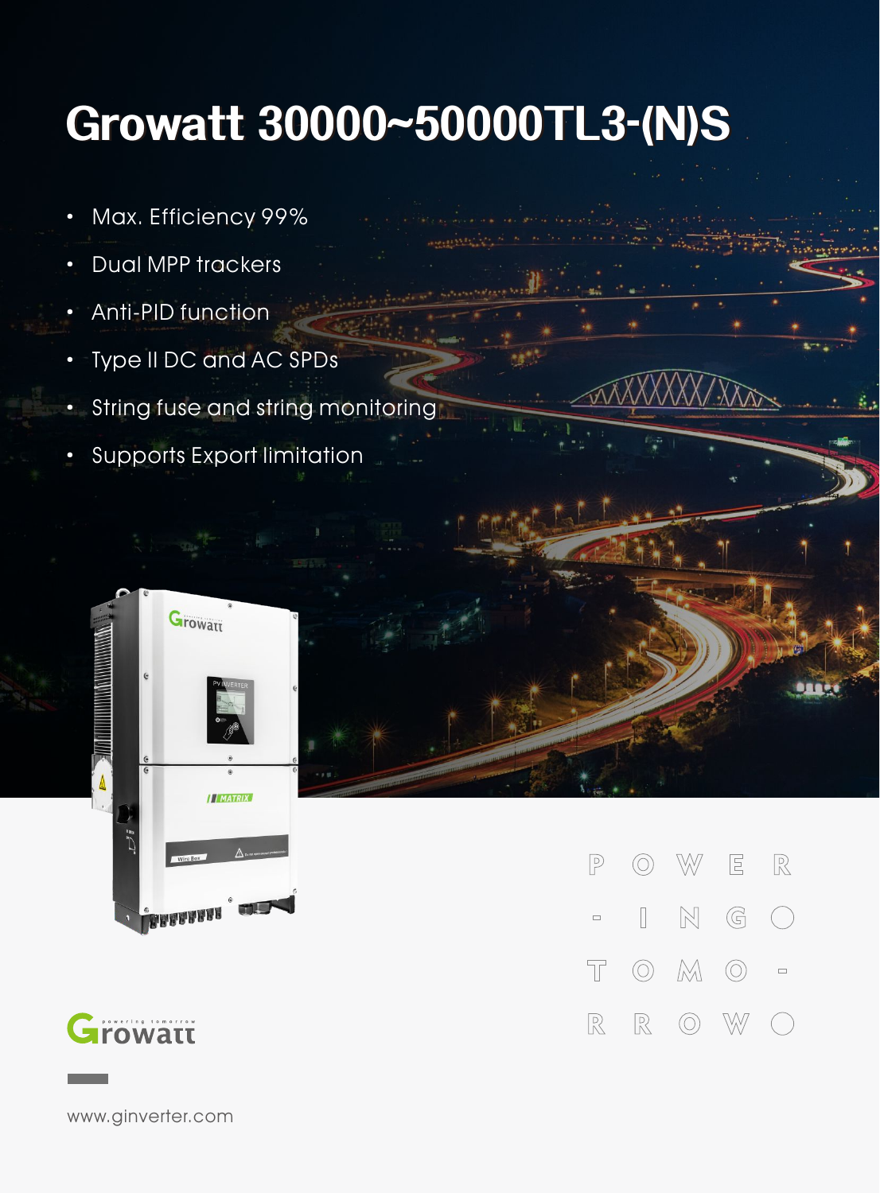# Growatt 30000~50000TL3-(N)S

- Max. Efficiency 99%
- Dual MPP trackers
- Anti-PID function
- Type II DC and AC SPDs
- String fuse and string monitoring
- Supports Export limitation

POWER-ING TOMO-RROW

Growatt

www.ginverter.com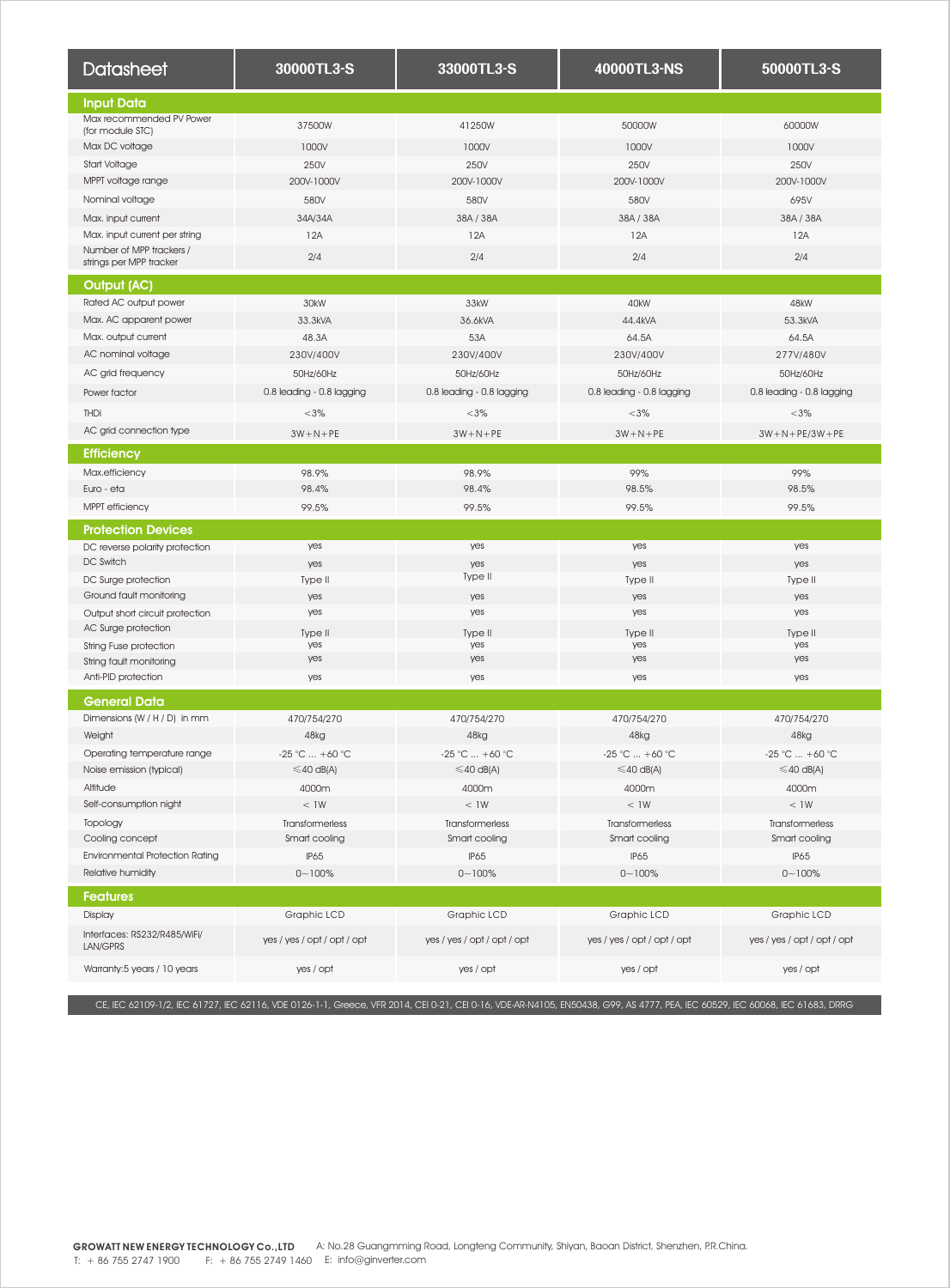| Datasheet | 30000TL3-S | 33000TL3-S | 40000TL3-NS | 50000TL3-S |
|---|---|---|---|---|
| **Input Data** | | | | |
| Max recommended PV Power (for module STC) | 37500W | 41250W | 50000W | 60000W |
| Max DC voltage | 1000V | 1000V | 1000V | 1000V |
| Start Voltage | 250V | 250V | 250V | 250V |
| MPPT voltage range | 200V-1000V | 200V-1000V | 200V-1000V | 200V-1000V |
| Nominal voltage | 580V | 580V | 580V | 695V |
| Max. input current | 34A/34A | 38A / 38A | 38A / 38A | 38A / 38A |
| Max. input current per string | 12A | 12A | 12A | 12A |
| Number of MPP trackers / strings per MPP tracker | 2/4 | 2/4 | 2/4 | 2/4 |
| **Output (AC)** | | | | |
| Rated AC output power | 30kW | 33kW | 40kW | 48kW |
| Max. AC apparent power | 33.3kVA | 36.6kVA | 44.4kVA | 53.3kVA |
| Max. output current | 48.3A | 53A | 64.5A | 64.5A |
| AC nominal voltage | 230V/400V | 230V/400V | 230V/400V | 277V/480V |
| AC grid frequency | 50Hz/60Hz | 50Hz/60Hz | 50Hz/60Hz | 50Hz/60Hz |
| Power factor | 0.8 leading - 0.8 lagging | 0.8 leading - 0.8 lagging | 0.8 leading - 0.8 lagging | 0.8 leading - 0.8 lagging |
| THDi | <3% | <3% | <3% | <3% |
| AC grid connection type | 3W+N+PE | 3W+N+PE | 3W+N+PE | 3W+N+PE/3W+PE |
| **Efficiency** | | | | |
| Max.efficiency | 98.9% | 98.9% | 99% | 99% |
| Euro - eta | 98.4% | 98.4% | 98.5% | 98.5% |
| MPPT efficiency | 99.5% | 99.5% | 99.5% | 99.5% |
| **Protection Devices** | | | | |
| DC reverse polarity protection | yes | yes | yes | yes |
| DC Switch | yes | yes | yes | yes |
| DC Surge protection | Type II | Type II | Type II | Type II |
| Ground fault monitoring | yes | yes | yes | yes |
| Output short circuit protection | yes | yes | yes | yes |
| AC Surge protection | Type II | Type II | Type II | Type II |
| String Fuse protection | yes | yes | yes | yes |
| String fault monitoring | yes | yes | yes | yes |
| Anti-PID protection | yes | yes | yes | yes |
| **General Data** | | | | |
| Dimensions (W / H / D) in mm | 470/754/270 | 470/754/270 | 470/754/270 | 470/754/270 |
| Weight | 48kg | 48kg | 48kg | 48kg |
| Operating temperature range | -25 °C ... +60 °C | -25 °C ... +60 °C | -25 °C ... +60 °C | -25 °C ... +60 °C |
| Noise emission (typical) | ≤40 dB(A) | ≤40 dB(A) | ≤40 dB(A) | ≤40 dB(A) |
| Altitude | 4000m | 4000m | 4000m | 4000m |
| Self-consumption night | < 1W | < 1W | < 1W | < 1W |
| Topology | Transformerless | Transformerless | Transformerless | Transformerless |
| Cooling concept | Smart cooling | Smart cooling | Smart cooling | Smart cooling |
| Environmental Protection Rating | IP65 | IP65 | IP65 | IP65 |
| Relative humidity | 0~100% | 0~100% | 0~100% | 0~100% |
| **Features** | | | | |
| Display | Graphic LCD | Graphic LCD | Graphic LCD | Graphic LCD |
| Interfaces: RS232/R485/WiFi/ LAN/GPRS | yes / yes / opt / opt / opt | yes / yes / opt / opt / opt | yes / yes / opt / opt / opt | yes / yes / opt / opt / opt |
| Warranty:5 years / 10 years | yes / opt | yes / opt | yes / opt | yes / opt |

CE, IEC 62109-1/2, IEC 61727, IEC 62116, VDE 0126-1-1, Greece, VFR 2014, CEI 0-21, CEI 0-16, VDE-AR-N4105, EN50438, G99, AS 4777, PEA, IEC 60529, IEC 60068, IEC 61683, DRRG

**GROWATT NEW ENERGY TECHNOLOGY Co.,LTD** A: No.28 Guangmming Road, Longteng Community, Shiyan, Baoan District, Shenzhen, P.R.China.
T: + 86 755 2747 1900 F: + 86 755 2749 1460 E: info@ginverter.com